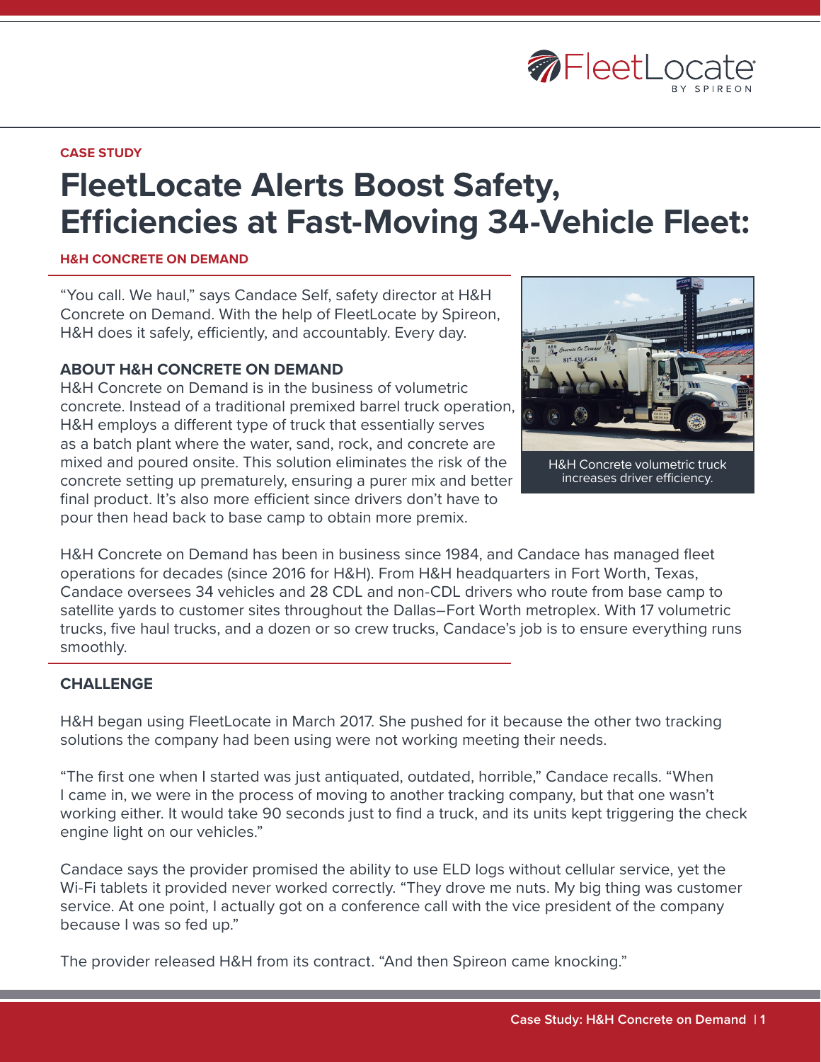CASE STUDY

# FleetLocate Alerts Boost Safety, Efficiencies at Fast-Moving 34-Vehicle Fleet:

**H&H CONCRETE ON DEMAND**

"You call. We haul," says Candace Self, safety director at H&H Concrete on Demand. With the help of FleetLocate by Spireon, H&H does it safely, efficiently, and accountably. Every day.

### ABOUT H&H CONCRETE ON DEMAND

H&H Concrete on Demand is in the business of volumetric concrete. Instead of a traditional premixed barrel truck operation, H&H employs a different type of truck that essentially serves as a batch plant where the water, sand, rock, and concrete are mixed and poured onsite. This solution eliminates the risk of the concrete setting up prematurely, ensuring a purer mix and better final product. It's also more efficient since drivers don't have to pour then head back to base camp to obtain more premix.

H&H Concrete volumetric truck increases driver efficiency.

H&H Concrete on Demand has been in business since 1984, and Candace has managed fleet operations for decades (since 2016 for H&H). From H&H headquarters in Fort Worth, Texas, Candace oversees 34 vehicles and 28 CDL and non-CDL drivers who route from base camp to satellite yards to customer sites throughout the Dallas–Fort Worth metroplex. With 17 volumetric trucks, five haul trucks, and a dozen or so crew trucks, Candace's job is to ensure everything runs smoothly.

### CHALLENGE

H&H began using FleetLocate in March 2017. She pushed for it because the other two tracking solutions the company had been using were not working meeting their needs.

"The first one when I started was just antiquated, outdated, horrible," Candace recalls. "When I came in, we were in the process of moving to another tracking company, but that one wasn't working either. It would take 90 seconds just to find a truck, and its units kept triggering the check engine light on our vehicles."

Candace says the provider promised the ability to use ELD logs without cellular service, yet the Wi-Fi tablets it provided never worked correctly. "They drove me nuts. My big thing was customer service. At one point, I actually got on a conference call with the vice president of the company because I was so fed up."

The provider released H&H from its contract. "And then Spireon came knocking."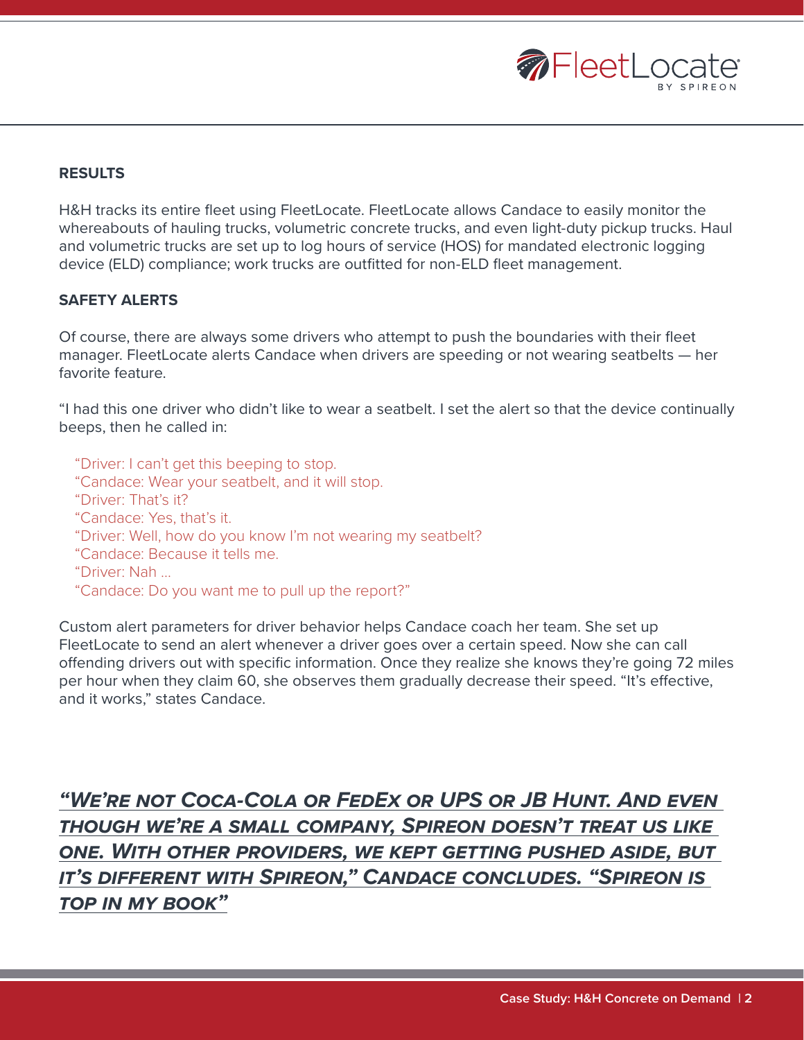## RESULTS

H&H tracks its entire fleet using FleetLocate. FleetLocate allows Candace to easily monitor the whereabouts of hauling trucks, volumetric concrete trucks, and even light-duty pickup trucks. Haul and volumetric trucks are set up to log hours of service (HOS) for mandated electronic logging device (ELD) compliance; work trucks are outfitted for non-ELD fleet management.

## SAFETY ALERTS

Of course, there are always some drivers who attempt to push the boundaries with their fleet manager. FleetLocate alerts Candace when drivers are speeding or not wearing seatbelts — her favorite feature.

"I had this one driver who didn't like to wear a seatbelt. I set the alert so that the device continually beeps, then he called in:

> "Driver: I can't get this beeping to stop.
> "Candace: Wear your seatbelt, and it will stop.
> "Driver: That's it?
> "Candace: Yes, that's it.
> "Driver: Well, how do you know I'm not wearing my seatbelt?
> "Candace: Because it tells me.
> "Driver: Nah ...
> "Candace: Do you want me to pull up the report?"

Custom alert parameters for driver behavior helps Candace coach her team. She set up FleetLocate to send an alert whenever a driver goes over a certain speed. Now she can call offending drivers out with specific information. Once they realize she knows they're going 72 miles per hour when they claim 60, she observes them gradually decrease their speed. "It's effective, and it works," states Candace.

***"We're not Coca-Cola or FedEx or UPS or JB Hunt. And even though we're a small company, Spireon doesn't treat us like one. With other providers, we kept getting pushed aside, but it's different with Spireon," Candace concludes. "Spireon is top in my book"***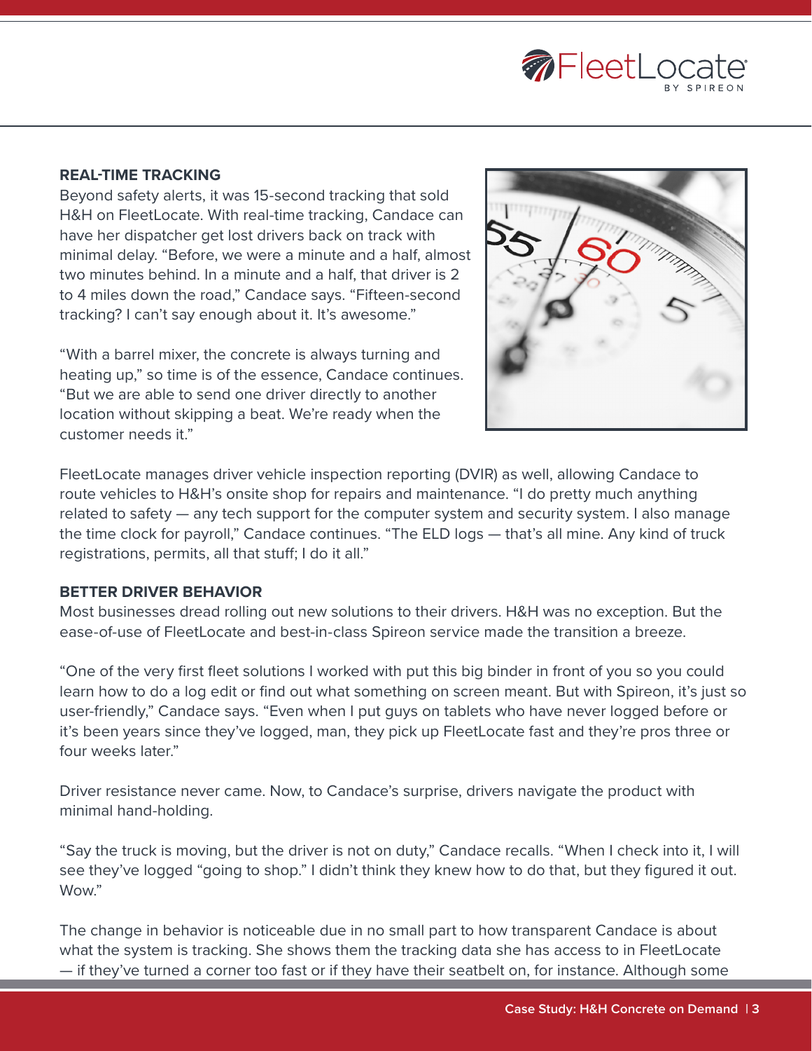**REAL-TIME TRACKING**

Beyond safety alerts, it was 15-second tracking that sold H&H on FleetLocate. With real-time tracking, Candace can have her dispatcher get lost drivers back on track with minimal delay. "Before, we were a minute and a half, almost two minutes behind. In a minute and a half, that driver is 2 to 4 miles down the road," Candace says. "Fifteen-second tracking? I can't say enough about it. It's awesome."

"With a barrel mixer, the concrete is always turning and heating up," so time is of the essence, Candace continues. "But we are able to send one driver directly to another location without skipping a beat. We're ready when the customer needs it."

FleetLocate manages driver vehicle inspection reporting (DVIR) as well, allowing Candace to route vehicles to H&H's onsite shop for repairs and maintenance. "I do pretty much anything related to safety — any tech support for the computer system and security system. I also manage the time clock for payroll," Candace continues. "The ELD logs — that's all mine. Any kind of truck registrations, permits, all that stuff; I do it all."

**BETTER DRIVER BEHAVIOR**

Most businesses dread rolling out new solutions to their drivers. H&H was no exception. But the ease-of-use of FleetLocate and best-in-class Spireon service made the transition a breeze.

"One of the very first fleet solutions I worked with put this big binder in front of you so you could learn how to do a log edit or find out what something on screen meant. But with Spireon, it's just so user-friendly," Candace says. "Even when I put guys on tablets who have never logged before or it's been years since they've logged, man, they pick up FleetLocate fast and they're pros three or four weeks later."

Driver resistance never came. Now, to Candace's surprise, drivers navigate the product with minimal hand-holding.

"Say the truck is moving, but the driver is not on duty," Candace recalls. "When I check into it, I will see they've logged "going to shop." I didn't think they knew how to do that, but they figured it out. Wow."

The change in behavior is noticeable due in no small part to how transparent Candace is about what the system is tracking. She shows them the tracking data she has access to in FleetLocate — if they've turned a corner too fast or if they have their seatbelt on, for instance. Although some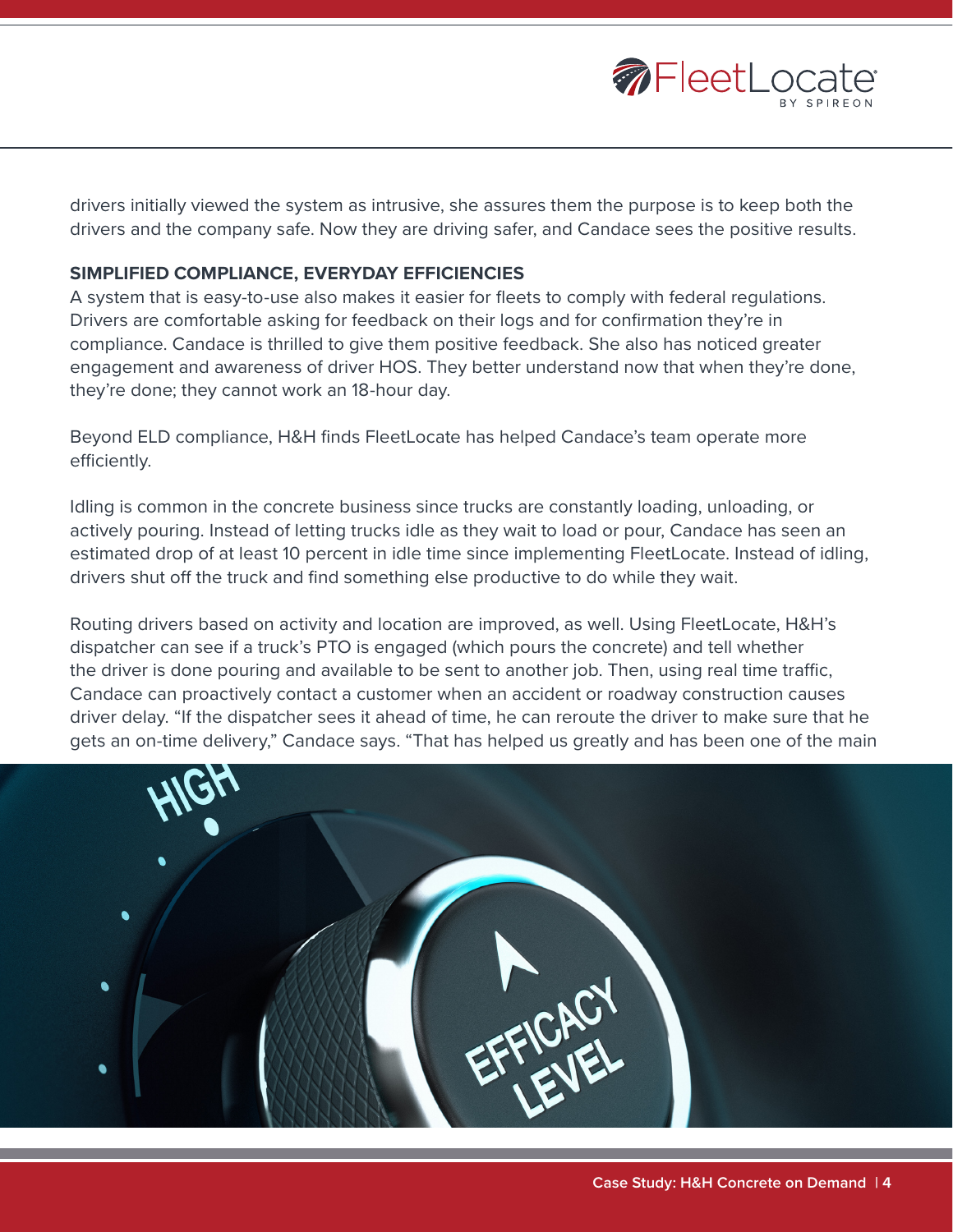drivers initially viewed the system as intrusive, she assures them the purpose is to keep both the drivers and the company safe. Now they are driving safer, and Candace sees the positive results.

**SIMPLIFIED COMPLIANCE, EVERYDAY EFFICIENCIES**

A system that is easy-to-use also makes it easier for fleets to comply with federal regulations. Drivers are comfortable asking for feedback on their logs and for confirmation they're in compliance. Candace is thrilled to give them positive feedback. She also has noticed greater engagement and awareness of driver HOS. They better understand now that when they're done, they're done; they cannot work an 18-hour day.

Beyond ELD compliance, H&H finds FleetLocate has helped Candace's team operate more efficiently.

Idling is common in the concrete business since trucks are constantly loading, unloading, or actively pouring. Instead of letting trucks idle as they wait to load or pour, Candace has seen an estimated drop of at least 10 percent in idle time since implementing FleetLocate. Instead of idling, drivers shut off the truck and find something else productive to do while they wait.

Routing drivers based on activity and location are improved, as well. Using FleetLocate, H&H's dispatcher can see if a truck's PTO is engaged (which pours the concrete) and tell whether the driver is done pouring and available to be sent to another job. Then, using real time traffic, Candace can proactively contact a customer when an accident or roadway construction causes driver delay. "If the dispatcher sees it ahead of time, he can reroute the driver to make sure that he gets an on-time delivery," Candace says. "That has helped us greatly and has been one of the main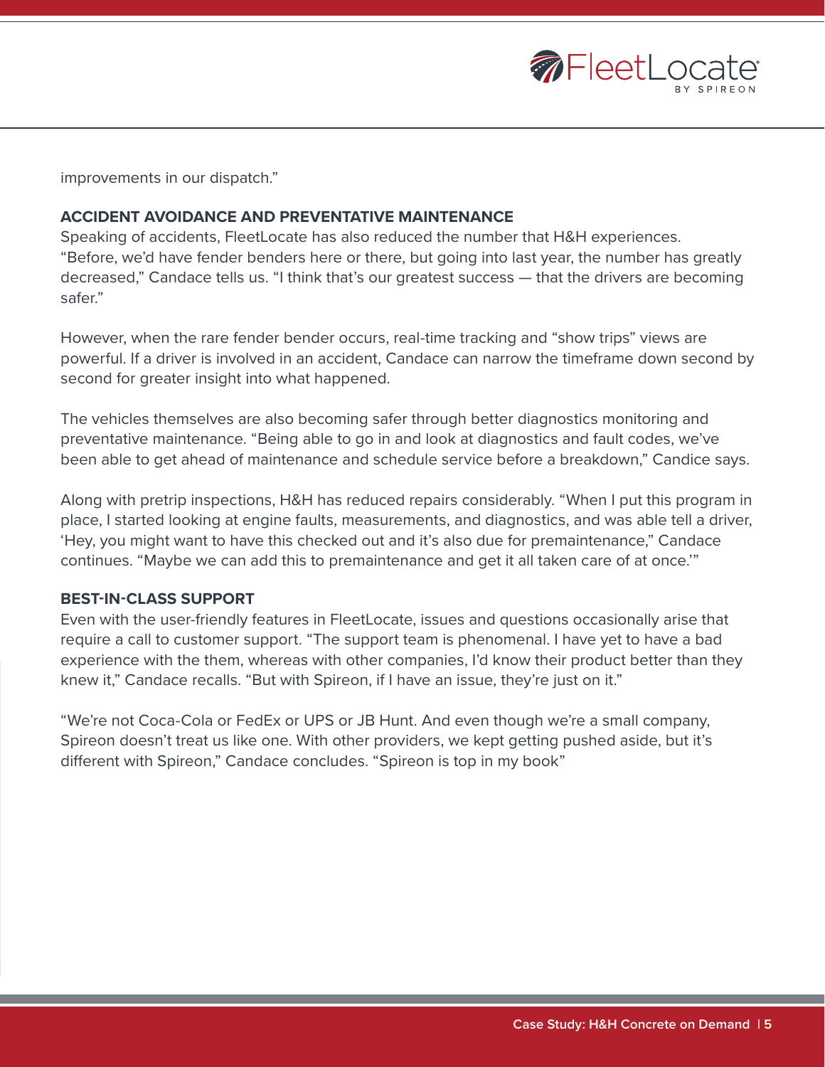improvements in our dispatch."

**ACCIDENT AVOIDANCE AND PREVENTATIVE MAINTENANCE**

Speaking of accidents, FleetLocate has also reduced the number that H&H experiences. "Before, we'd have fender benders here or there, but going into last year, the number has greatly decreased," Candace tells us. "I think that's our greatest success — that the drivers are becoming safer."

However, when the rare fender bender occurs, real-time tracking and "show trips" views are powerful. If a driver is involved in an accident, Candace can narrow the timeframe down second by second for greater insight into what happened.

The vehicles themselves are also becoming safer through better diagnostics monitoring and preventative maintenance. "Being able to go in and look at diagnostics and fault codes, we've been able to get ahead of maintenance and schedule service before a breakdown," Candice says.

Along with pretrip inspections, H&H has reduced repairs considerably. "When I put this program in place, I started looking at engine faults, measurements, and diagnostics, and was able tell a driver, 'Hey, you might want to have this checked out and it's also due for premaintenance," Candace continues. "Maybe we can add this to premaintenance and get it all taken care of at once.'"

**BEST-IN-CLASS SUPPORT**

Even with the user-friendly features in FleetLocate, issues and questions occasionally arise that require a call to customer support. "The support team is phenomenal. I have yet to have a bad experience with the them, whereas with other companies, I'd know their product better than they knew it," Candace recalls. "But with Spireon, if I have an issue, they're just on it."

"We're not Coca-Cola or FedEx or UPS or JB Hunt. And even though we're a small company, Spireon doesn't treat us like one. With other providers, we kept getting pushed aside, but it's different with Spireon," Candace concludes. "Spireon is top in my book"